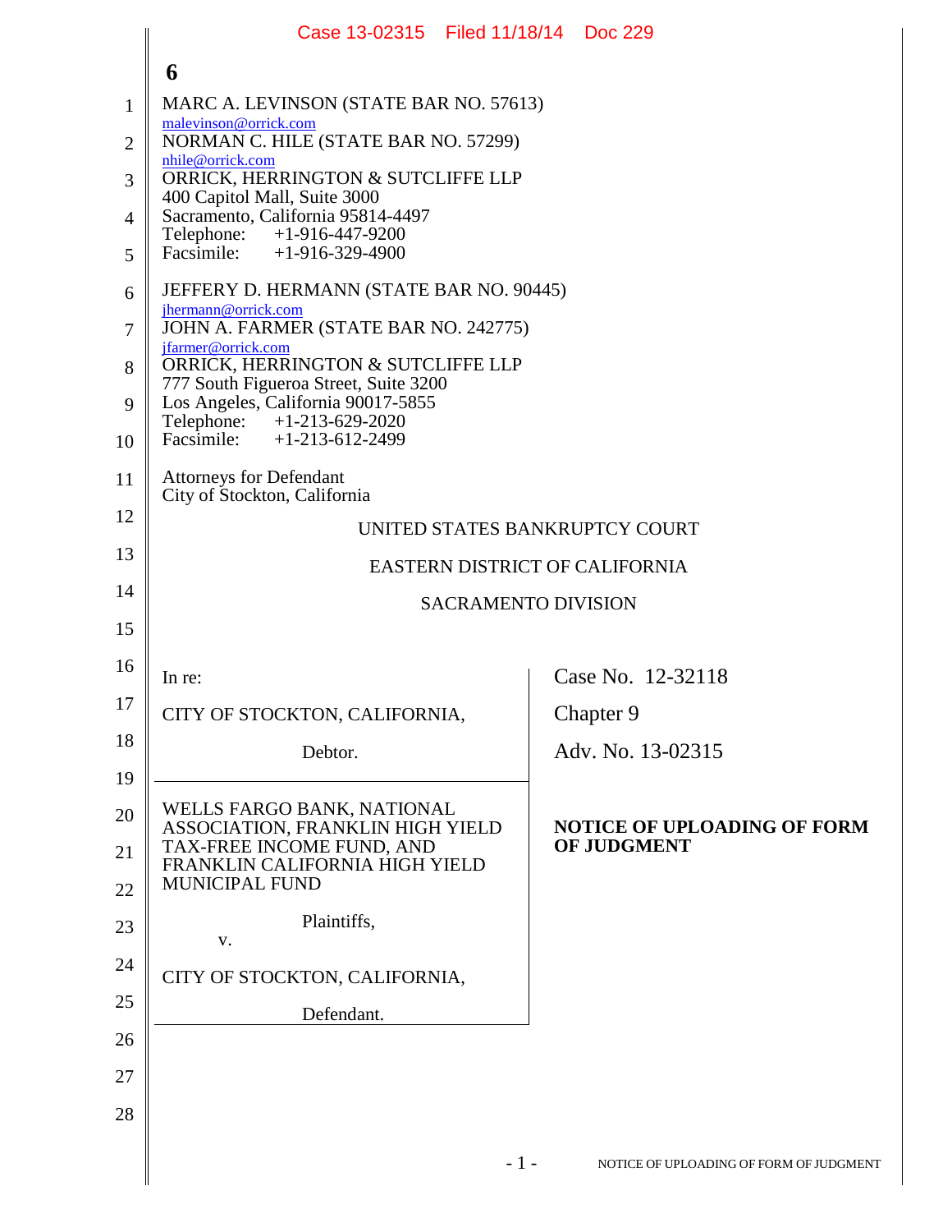MARC A. LEVINSON (STATE BAR NO. 57613)
malevinson@orrick.com
NORMAN C. HILE (STATE BAR NO. 57299)
nhile@orrick.com
ORRICK, HERRINGTON & SUTCLIFFE LLP
400 Capitol Mall, Suite 3000
Sacramento, California 95814-4497
Telephone: +1-916-447-9200
Facsimile: +1-916-329-4900

JEFFERY D. HERMANN (STATE BAR NO. 90445)
jhermann@orrick.com
JOHN A. FARMER (STATE BAR NO. 242775)
jfarmer@orrick.com
ORRICK, HERRINGTON & SUTCLIFFE LLP
777 South Figueroa Street, Suite 3200
Los Angeles, California 90017-5855
Telephone: +1-213-629-2020
Facsimile: +1-213-612-2499

Attorneys for Defendant
City of Stockton, California

UNITED STATES BANKRUPTCY COURT

EASTERN DISTRICT OF CALIFORNIA

SACRAMENTO DIVISION

In re:

CITY OF STOCKTON, CALIFORNIA,

Debtor.

Case No. 12-32118

Chapter 9

Adv. No. 13-02315

WELLS FARGO BANK, NATIONAL ASSOCIATION, FRANKLIN HIGH YIELD TAX-FREE INCOME FUND, AND FRANKLIN CALIFORNIA HIGH YIELD MUNICIPAL FUND

Plaintiffs,

v.

CITY OF STOCKTON, CALIFORNIA,

Defendant.

**NOTICE OF UPLOADING OF FORM OF JUDGMENT**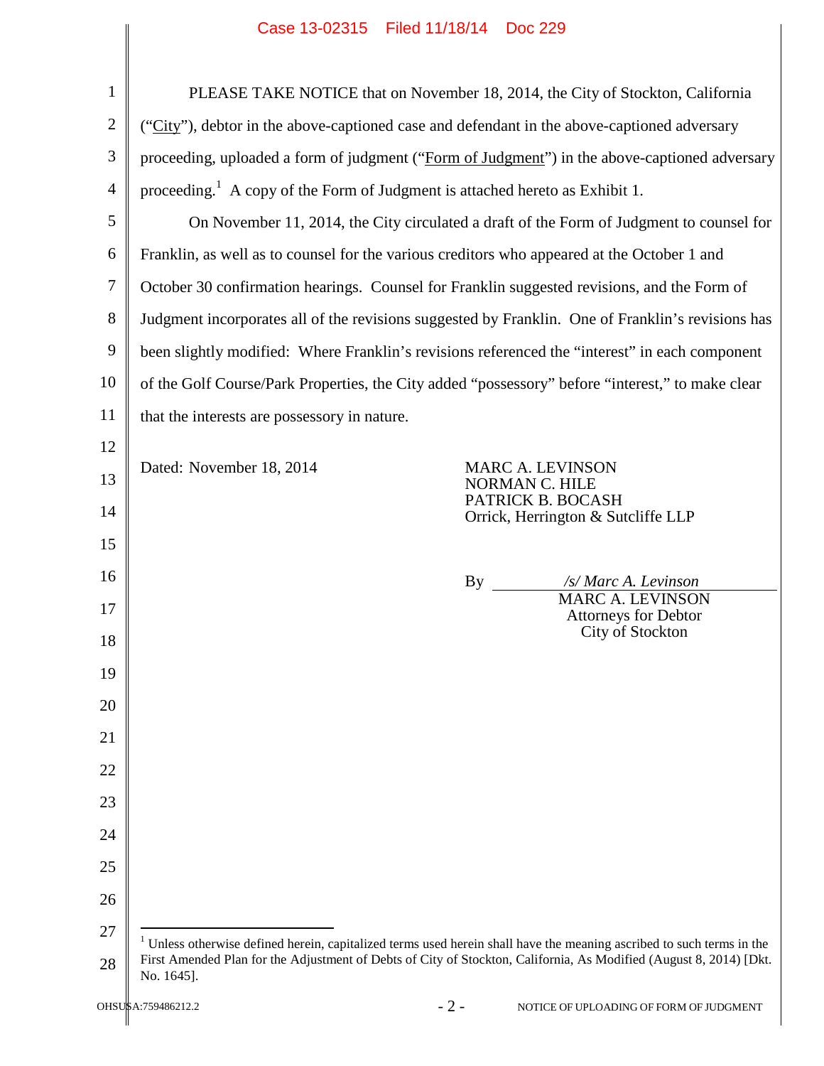PLEASE TAKE NOTICE that on November 18, 2014, the City of Stockton, California ("City"), debtor in the above-captioned case and defendant in the above-captioned adversary proceeding, uploaded a form of judgment ("Form of Judgment") in the above-captioned adversary proceeding.[1] A copy of the Form of Judgment is attached hereto as Exhibit 1.

On November 11, 2014, the City circulated a draft of the Form of Judgment to counsel for Franklin, as well as to counsel for the various creditors who appeared at the October 1 and October 30 confirmation hearings. Counsel for Franklin suggested revisions, and the Form of Judgment incorporates all of the revisions suggested by Franklin. One of Franklin's revisions has been slightly modified: Where Franklin's revisions referenced the "interest" in each component of the Golf Course/Park Properties, the City added "possessory" before "interest," to make clear that the interests are possessory in nature.

Dated: November 18, 2014

MARC A. LEVINSON
NORMAN C. HILE
PATRICK B. BOCASH
Orrick, Herrington & Sutcliffe LLP

By /s/ Marc A. Levinson
MARC A. LEVINSON
Attorneys for Debtor
City of Stockton

[1] Unless otherwise defined herein, capitalized terms used herein shall have the meaning ascribed to such terms in the First Amended Plan for the Adjustment of Debts of City of Stockton, California, As Modified (August 8, 2014) [Dkt. No. 1645].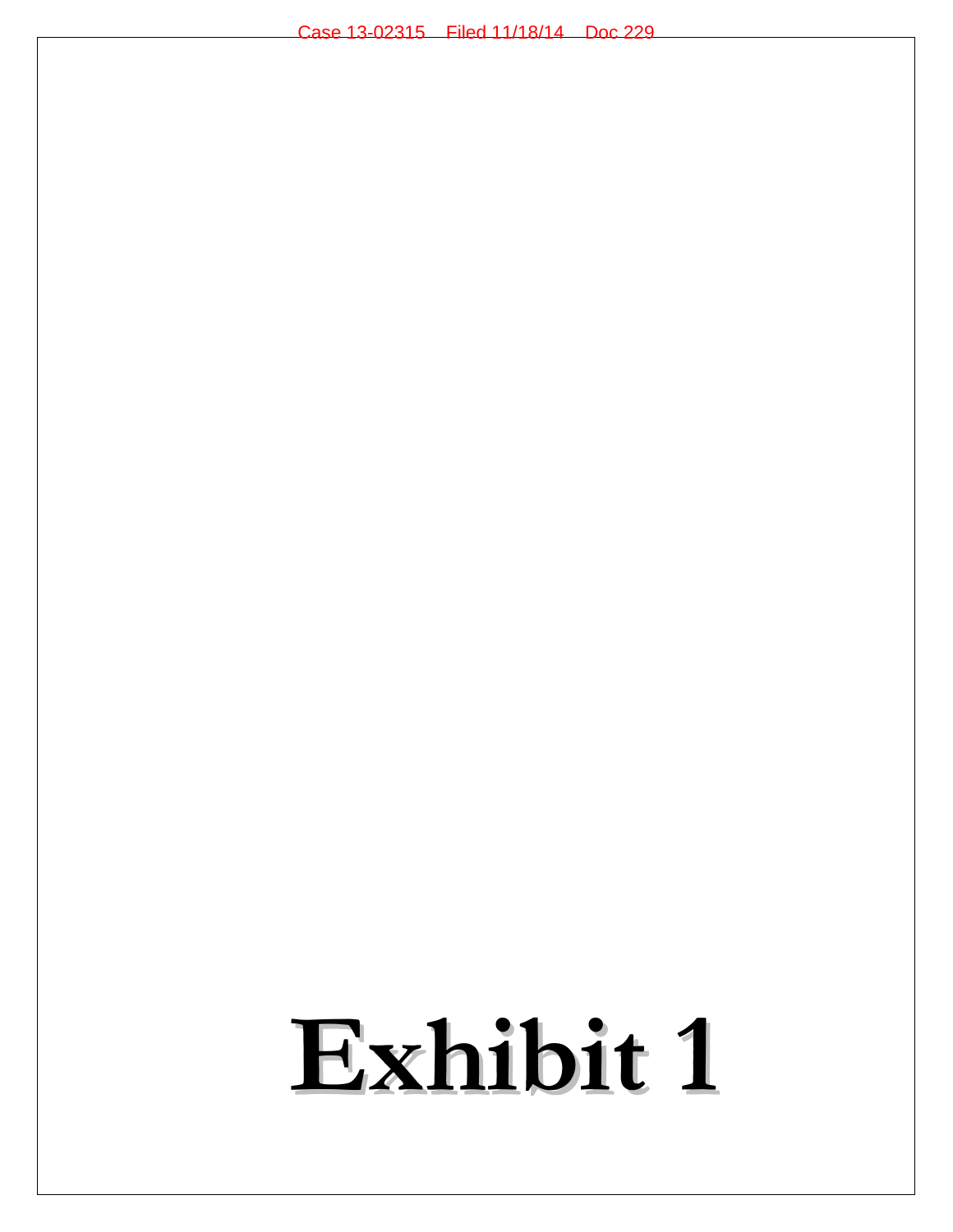# Exhibit 1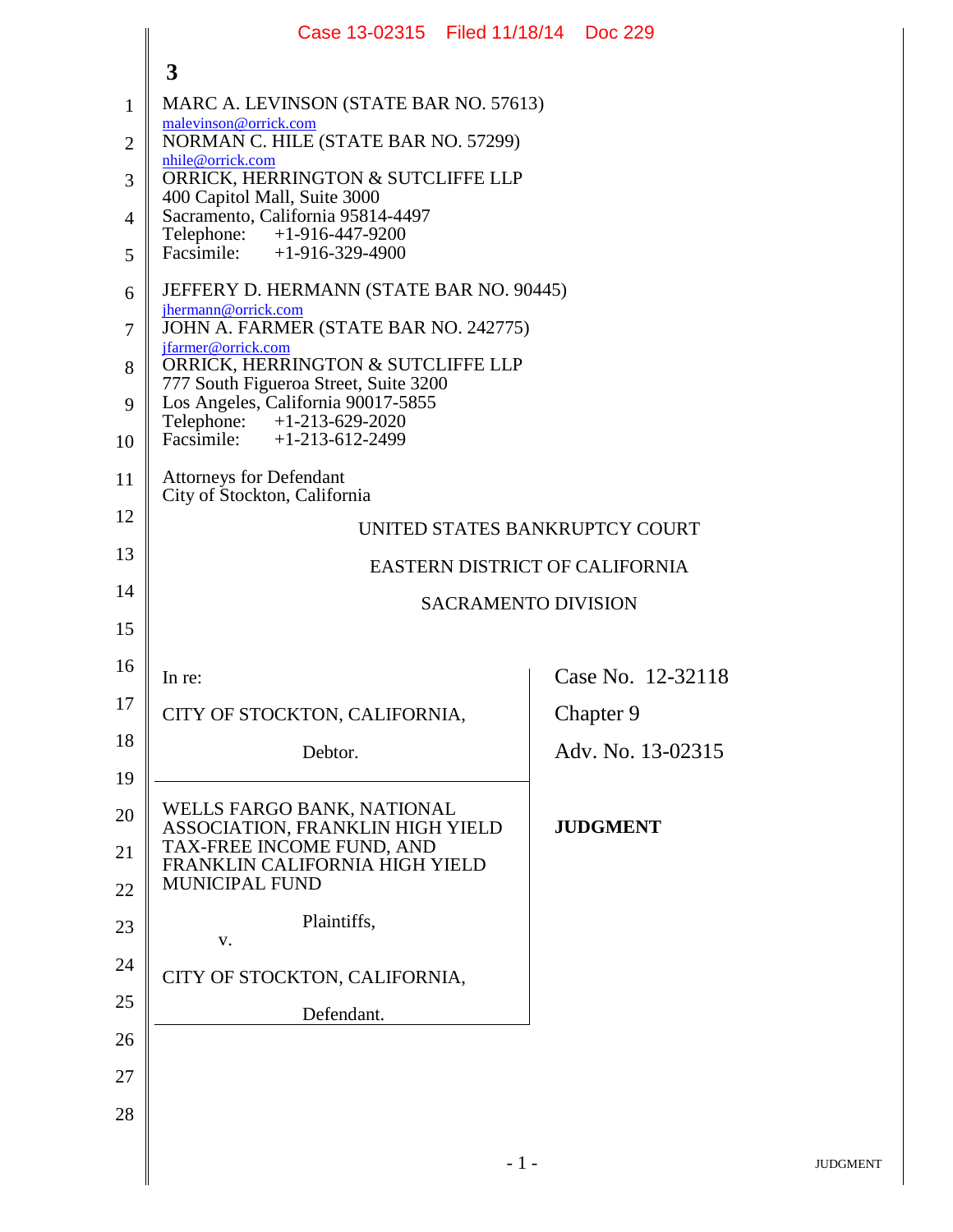3

MARC A. LEVINSON (STATE BAR NO. 57613)
malevinson@orrick.com
NORMAN C. HILE (STATE BAR NO. 57299)
nhile@orrick.com
ORRICK, HERRINGTON & SUTCLIFFE LLP
400 Capitol Mall, Suite 3000
Sacramento, California 95814-4497
Telephone: +1-916-447-9200
Facsimile: +1-916-329-4900

JEFFERY D. HERMANN (STATE BAR NO. 90445)
jhermann@orrick.com
JOHN A. FARMER (STATE BAR NO. 242775)
jfarmer@orrick.com
ORRICK, HERRINGTON & SUTCLIFFE LLP
777 South Figueroa Street, Suite 3200
Los Angeles, California 90017-5855
Telephone: +1-213-629-2020
Facsimile: +1-213-612-2499

Attorneys for Defendant
City of Stockton, California

UNITED STATES BANKRUPTCY COURT

EASTERN DISTRICT OF CALIFORNIA

SACRAMENTO DIVISION

In re:

CITY OF STOCKTON, CALIFORNIA,

Debtor.

Case No. 12-32118

Chapter 9

Adv. No. 13-02315

WELLS FARGO BANK, NATIONAL ASSOCIATION, FRANKLIN HIGH YIELD TAX-FREE INCOME FUND, AND FRANKLIN CALIFORNIA HIGH YIELD MUNICIPAL FUND

Plaintiffs,

v.

CITY OF STOCKTON, CALIFORNIA,

Defendant.

**JUDGMENT**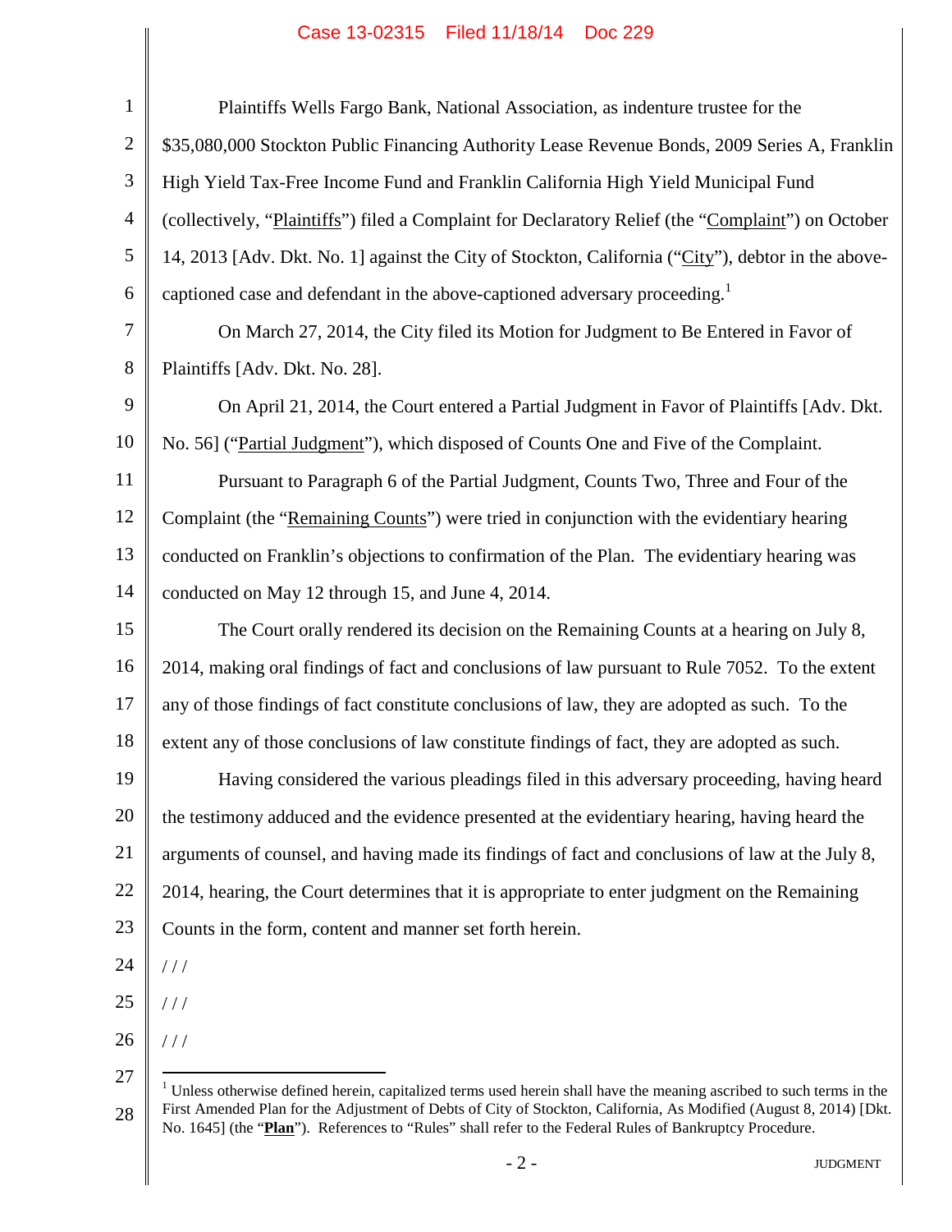Plaintiffs Wells Fargo Bank, National Association, as indenture trustee for the $35,080,000 Stockton Public Financing Authority Lease Revenue Bonds, 2009 Series A, Franklin High Yield Tax-Free Income Fund and Franklin California High Yield Municipal Fund (collectively, "Plaintiffs") filed a Complaint for Declaratory Relief (the "Complaint") on October 14, 2013 [Adv. Dkt. No. 1] against the City of Stockton, California ("City"), debtor in the above-captioned case and defendant in the above-captioned adversary proceeding.[1]

On March 27, 2014, the City filed its Motion for Judgment to Be Entered in Favor of Plaintiffs [Adv. Dkt. No. 28].

On April 21, 2014, the Court entered a Partial Judgment in Favor of Plaintiffs [Adv. Dkt. No. 56] ("Partial Judgment"), which disposed of Counts One and Five of the Complaint.

Pursuant to Paragraph 6 of the Partial Judgment, Counts Two, Three and Four of the Complaint (the "Remaining Counts") were tried in conjunction with the evidentiary hearing conducted on Franklin's objections to confirmation of the Plan. The evidentiary hearing was conducted on May 12 through 15, and June 4, 2014.

The Court orally rendered its decision on the Remaining Counts at a hearing on July 8, 2014, making oral findings of fact and conclusions of law pursuant to Rule 7052. To the extent any of those findings of fact constitute conclusions of law, they are adopted as such. To the extent any of those conclusions of law constitute findings of fact, they are adopted as such.

Having considered the various pleadings filed in this adversary proceeding, having heard the testimony adduced and the evidence presented at the evidentiary hearing, having heard the arguments of counsel, and having made its findings of fact and conclusions of law at the July 8, 2014, hearing, the Court determines that it is appropriate to enter judgment on the Remaining Counts in the form, content and manner set forth herein.

/ / /

/ / /

/ / /

[1] Unless otherwise defined herein, capitalized terms used herein shall have the meaning ascribed to such terms in the First Amended Plan for the Adjustment of Debts of City of Stockton, California, As Modified (August 8, 2014) [Dkt. No. 1645] (the "**Plan**"). References to "Rules" shall refer to the Federal Rules of Bankruptcy Procedure.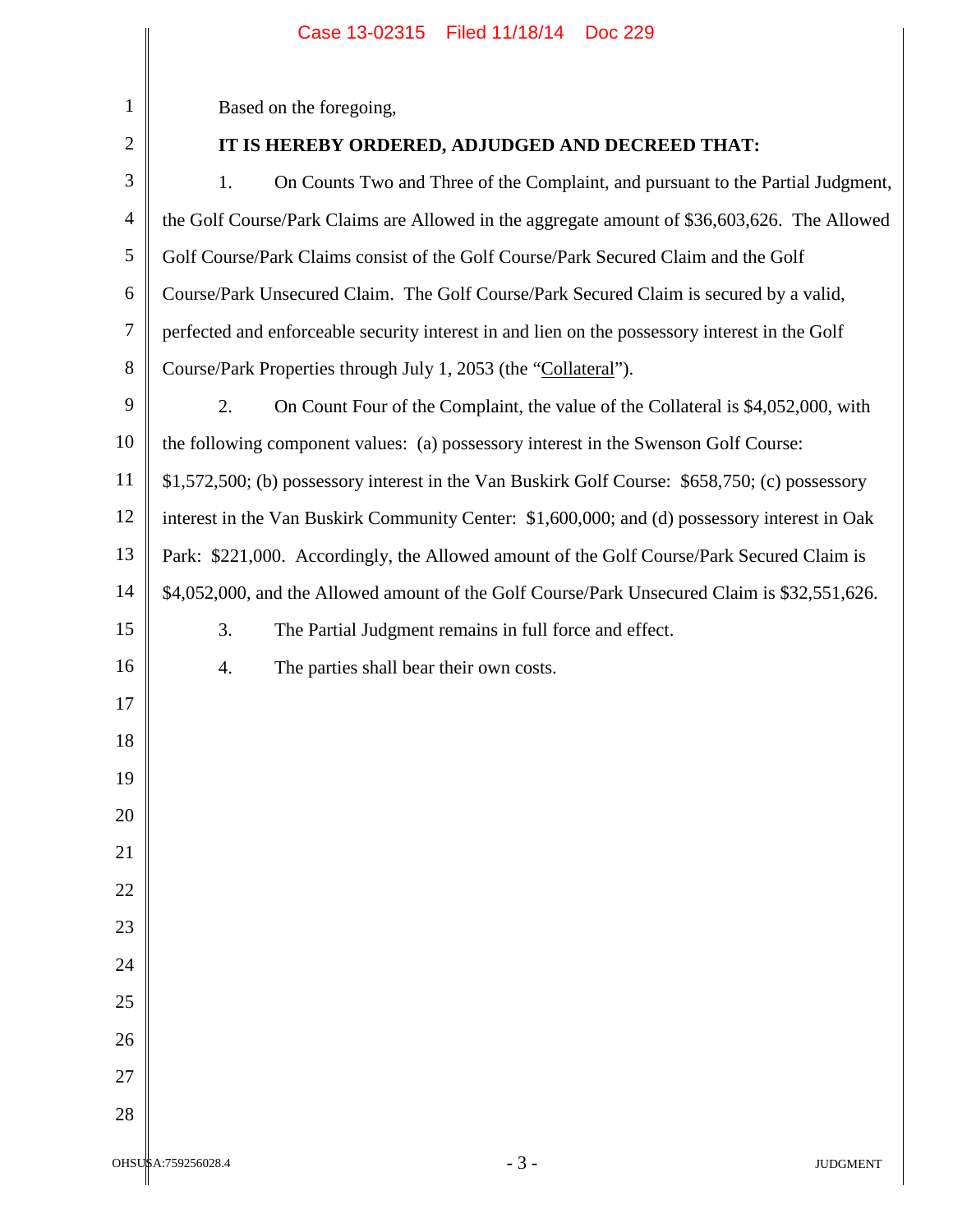Based on the foregoing,

**IT IS HEREBY ORDERED, ADJUDGED AND DECREED THAT:**

1. On Counts Two and Three of the Complaint, and pursuant to the Partial Judgment, the Golf Course/Park Claims are Allowed in the aggregate amount of $36,603,626. The Allowed Golf Course/Park Claims consist of the Golf Course/Park Secured Claim and the Golf Course/Park Unsecured Claim. The Golf Course/Park Secured Claim is secured by a valid, perfected and enforceable security interest in and lien on the possessory interest in the Golf Course/Park Properties through July 1, 2053 (the "Collateral").

2. On Count Four of the Complaint, the value of the Collateral is $4,052,000, with the following component values: (a) possessory interest in the Swenson Golf Course: $1,572,500; (b) possessory interest in the Van Buskirk Golf Course: $658,750; (c) possessory interest in the Van Buskirk Community Center: $1,600,000; and (d) possessory interest in Oak Park: $221,000. Accordingly, the Allowed amount of the Golf Course/Park Secured Claim is $4,052,000, and the Allowed amount of the Golf Course/Park Unsecured Claim is $32,551,626.

3. The Partial Judgment remains in full force and effect.

4. The parties shall bear their own costs.